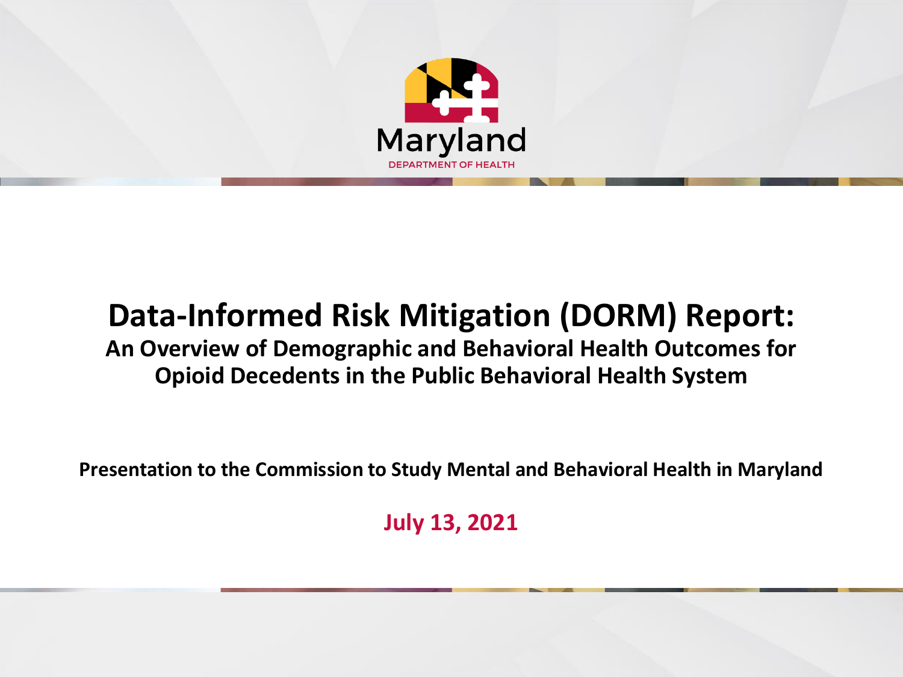Maryland

DEPARTMENT OF HEALTH

# Data-Informed Risk Mitigation (DORM) Report:

## An Overview of Demographic and Behavioral Health Outcomes for Opioid Decedents in the Public Behavioral Health System

**Presentation to the Commission to Study Mental and Behavioral Health in Maryland**

**July 13, 2021**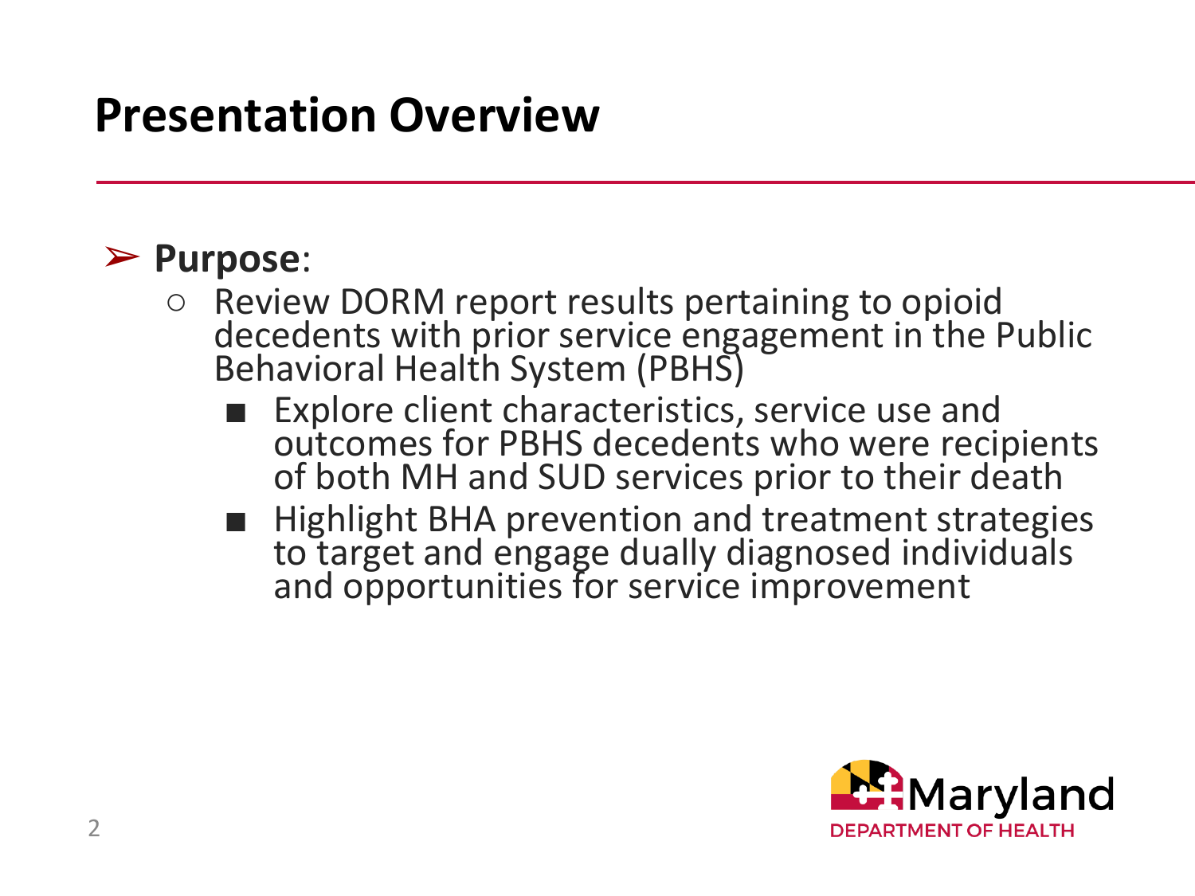# Presentation Overview

- **Purpose**:
  - Review DORM report results pertaining to opioid decedents with prior service engagement in the Public Behavioral Health System (PBHS)
    - Explore client characteristics, service use and outcomes for PBHS decedents who were recipients of both MH and SUD services prior to their death
    - Highlight BHA prevention and treatment strategies to target and engage dually diagnosed individuals and opportunities for service improvement

Maryland
DEPARTMENT OF HEALTH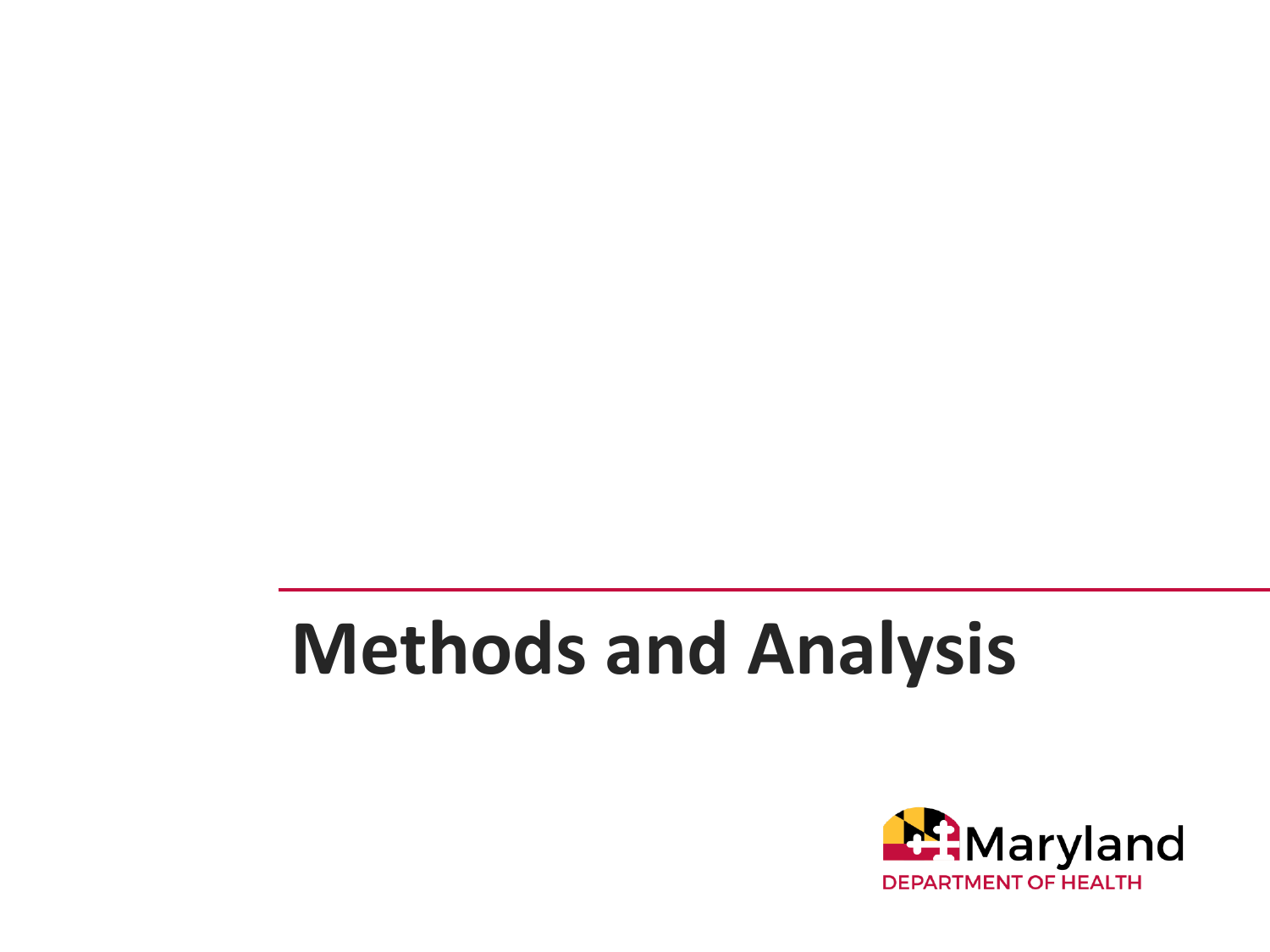# Methods and Analysis

Maryland
DEPARTMENT OF HEALTH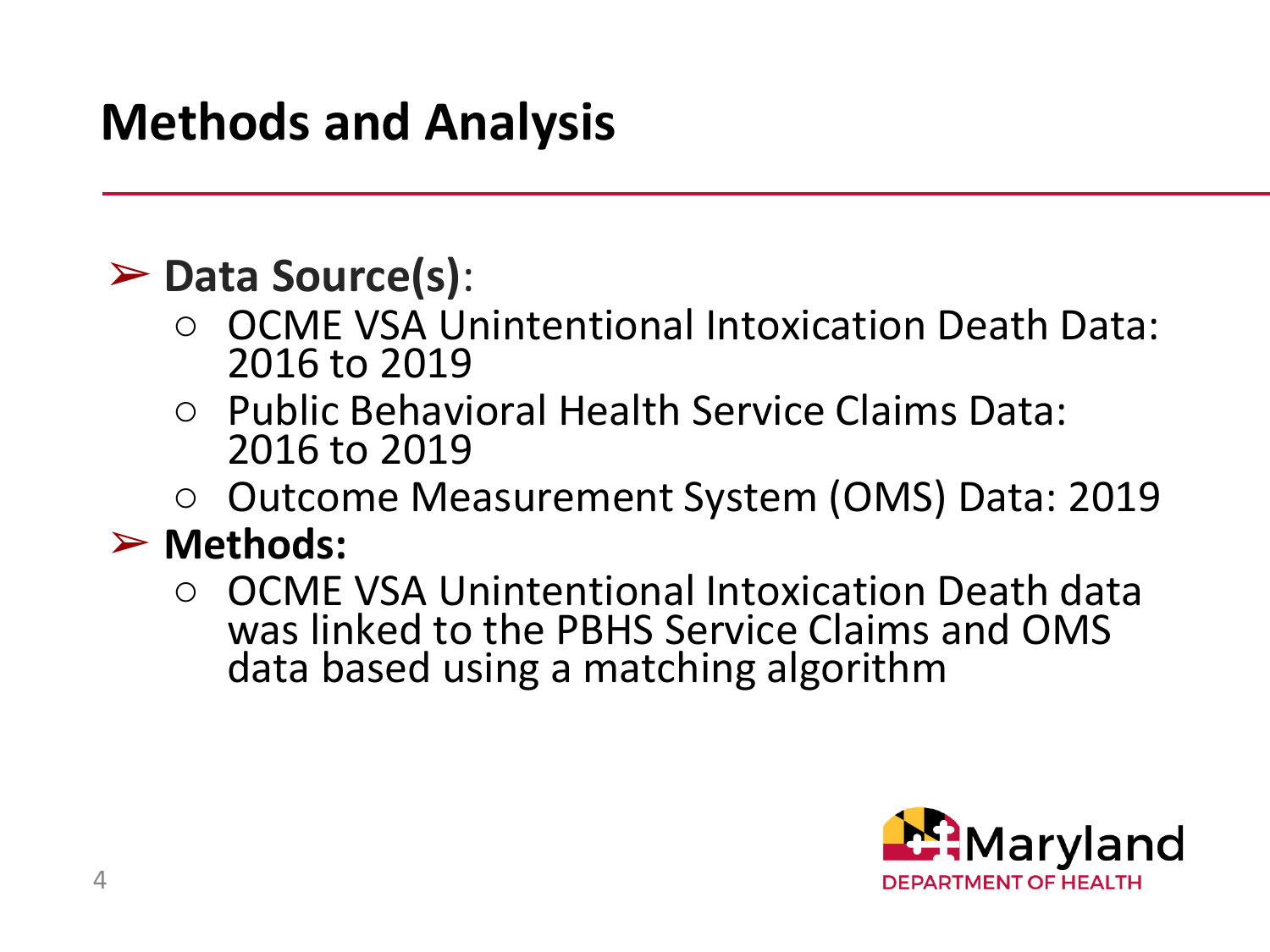# Methods and Analysis

- **Data Source(s)**:
  - OCME VSA Unintentional Intoxication Death Data: 2016 to 2019
  - Public Behavioral Health Service Claims Data: 2016 to 2019
  - Outcome Measurement System (OMS) Data: 2019
- **Methods:**
  - OCME VSA Unintentional Intoxication Death data was linked to the PBHS Service Claims and OMS data based using a matching algorithm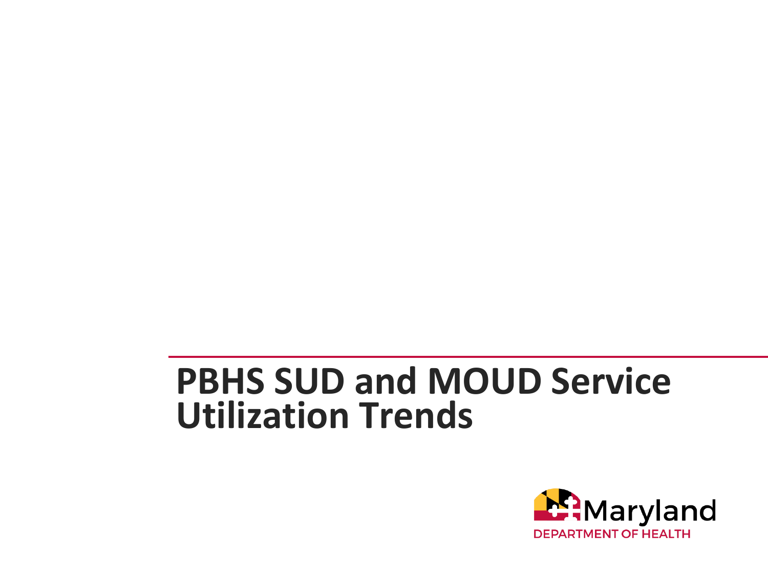# PBHS SUD and MOUD Service Utilization Trends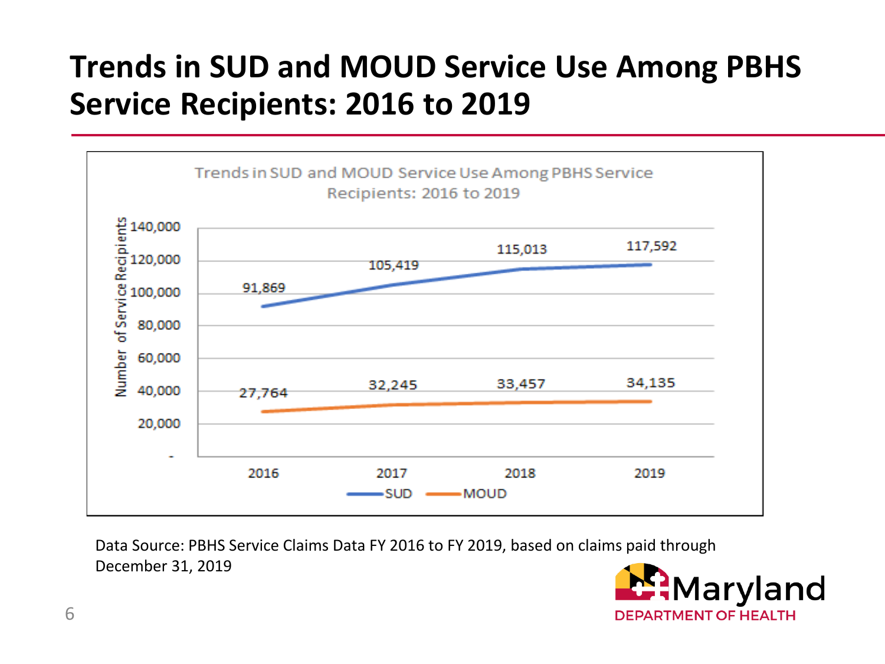# Trends in SUD and MOUD Service Use Among PBHS Service Recipients: 2016 to 2019

Trends in SUD and MOUD Service Use Among PBHS Service Recipients: 2016 to 2019

Number of Service Recipients

140,000
120,000
100,000
80,000
60,000
40,000
20,000
-

2016
2017
2018
2019

SUD: 91,869; 105,419; 115,013; 117,592

MOUD: 27,764; 32,245; 33,457; 34,135

SUD
MOUD

Data Source: PBHS Service Claims Data FY 2016 to FY 2019, based on claims paid through December 31, 2019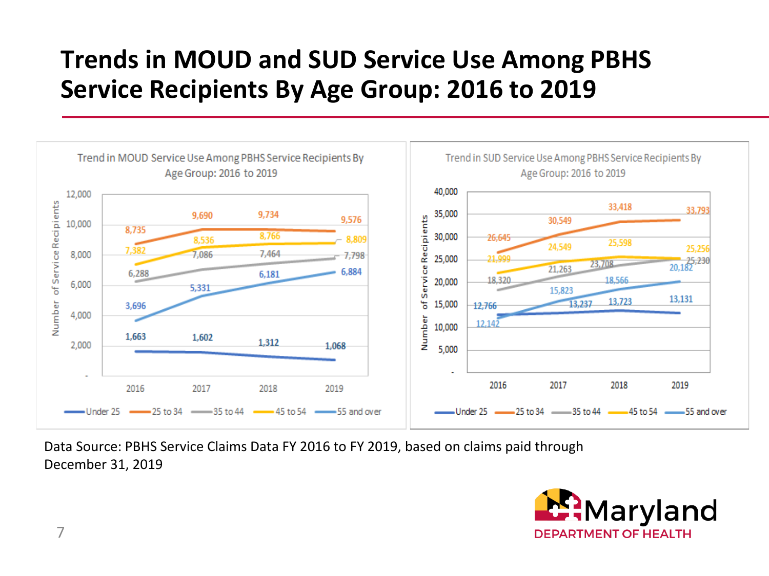# Trends in MOUD and SUD Service Use Among PBHS Service Recipients By Age Group: 2016 to 2019

Trend in MOUD Service Use Among PBHS Service Recipients By Age Group: 2016 to 2019

Number of Service Recipients

12,000
10,000
8,000
6,000
4,000
2,000
-

2016 2017 2018 2019

8,735 9,690 9,734 9,576
7,382 8,536 8,766 8,809
6,288 7,086 7,464 7,798
3,696 5,331 6,181 6,884
1,663 1,602 1,312 1,068

Under 25 25 to 34 35 to 44 45 to 54 55 and over

Trend in SUD Service Use Among PBHS Service Recipients By Age Group: 2016 to 2019

Number of Service Recipients

40,000
35,000
30,000
25,000
20,000
15,000
10,000
5,000
-

2016 2017 2018 2019

26,645 30,549 33,418 33,793
21,999 24,549 25,598 25,256
18,320 21,263 23,708 25,230
12,766 13,237 13,723 13,131
12,142 15,823 18,566 20,182

Under 25 25 to 34 35 to 44 45 to 54 55 and over

Data Source: PBHS Service Claims Data FY 2016 to FY 2019, based on claims paid through December 31, 2019

Maryland DEPARTMENT OF HEALTH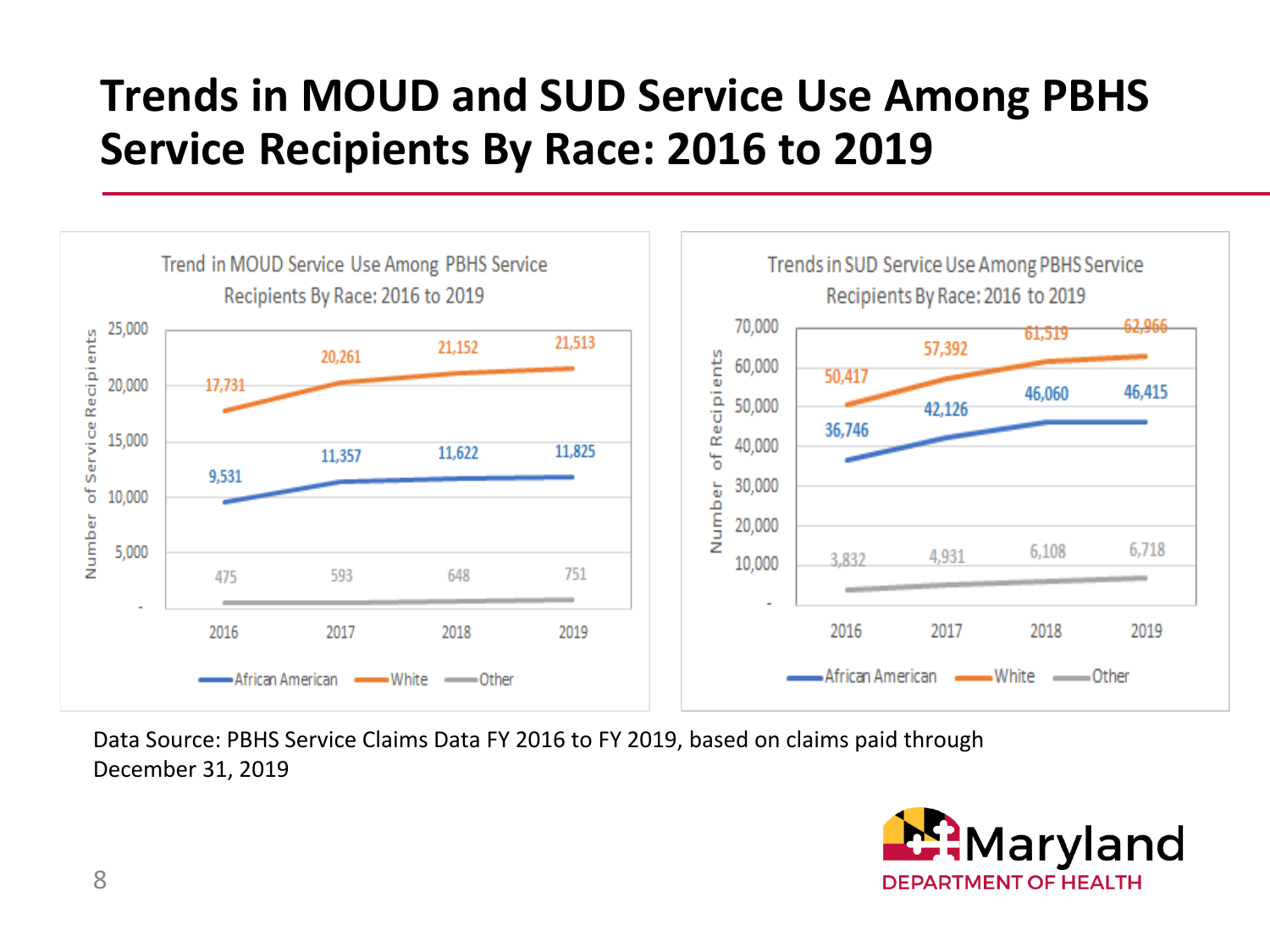# Trends in MOUD and SUD Service Use Among PBHS Service Recipients By Race: 2016 to 2019

Trend in MOUD Service Use Among PBHS Service Recipients By Race: 2016 to 2019

Number of Service Recipients

25,000
20,000
15,000
10,000
5,000
-

2016 2017 2018 2019

17,731 20,261 21,152 21,513

9,531 11,357 11,622 11,825

475 593 648 751

African American White Other

Trends in SUD Service Use Among PBHS Service Recipients By Race: 2016 to 2019

Number of Recipients

70,000
60,000
50,000
40,000
30,000
20,000
10,000
-

2016 2017 2018 2019

50,417 57,392 61,519 62,966

36,746 42,126 46,060 46,415

3,832 4,931 6,108 6,718

African American White Other

Data Source: PBHS Service Claims Data FY 2016 to FY 2019, based on claims paid through December 31, 2019

Maryland DEPARTMENT OF HEALTH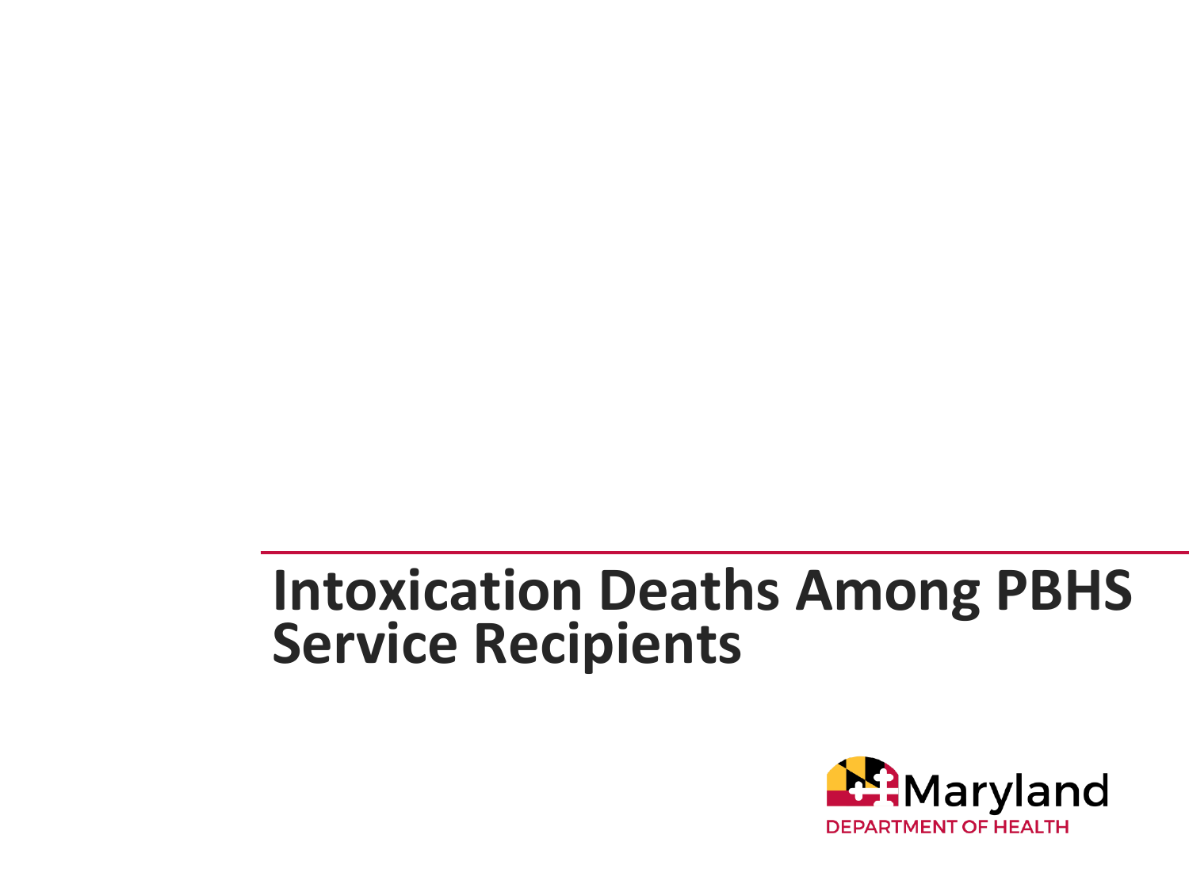# Intoxication Deaths Among PBHS Service Recipients

Maryland
DEPARTMENT OF HEALTH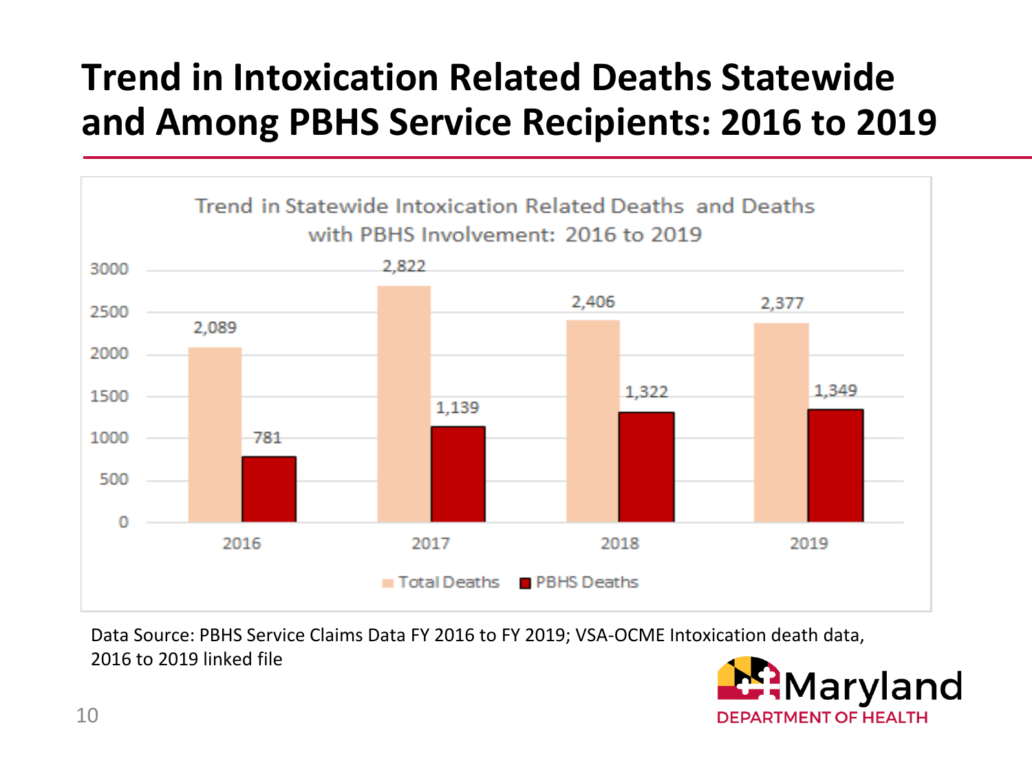# Trend in Intoxication Related Deaths Statewide and Among PBHS Service Recipients: 2016 to 2019

Trend in Statewide Intoxication Related Deaths and Deaths with PBHS Involvement: 2016 to 2019

3000
2500
2000
1500
1000
500
0

2016: 2,089 | 781
2017: 2,822 | 1,139
2018: 2,406 | 1,322
2019: 2,377 | 1,349

Total Deaths
PBHS Deaths

Data Source: PBHS Service Claims Data FY 2016 to FY 2019; VSA-OCME Intoxication death data, 2016 to 2019 linked file

Maryland
DEPARTMENT OF HEALTH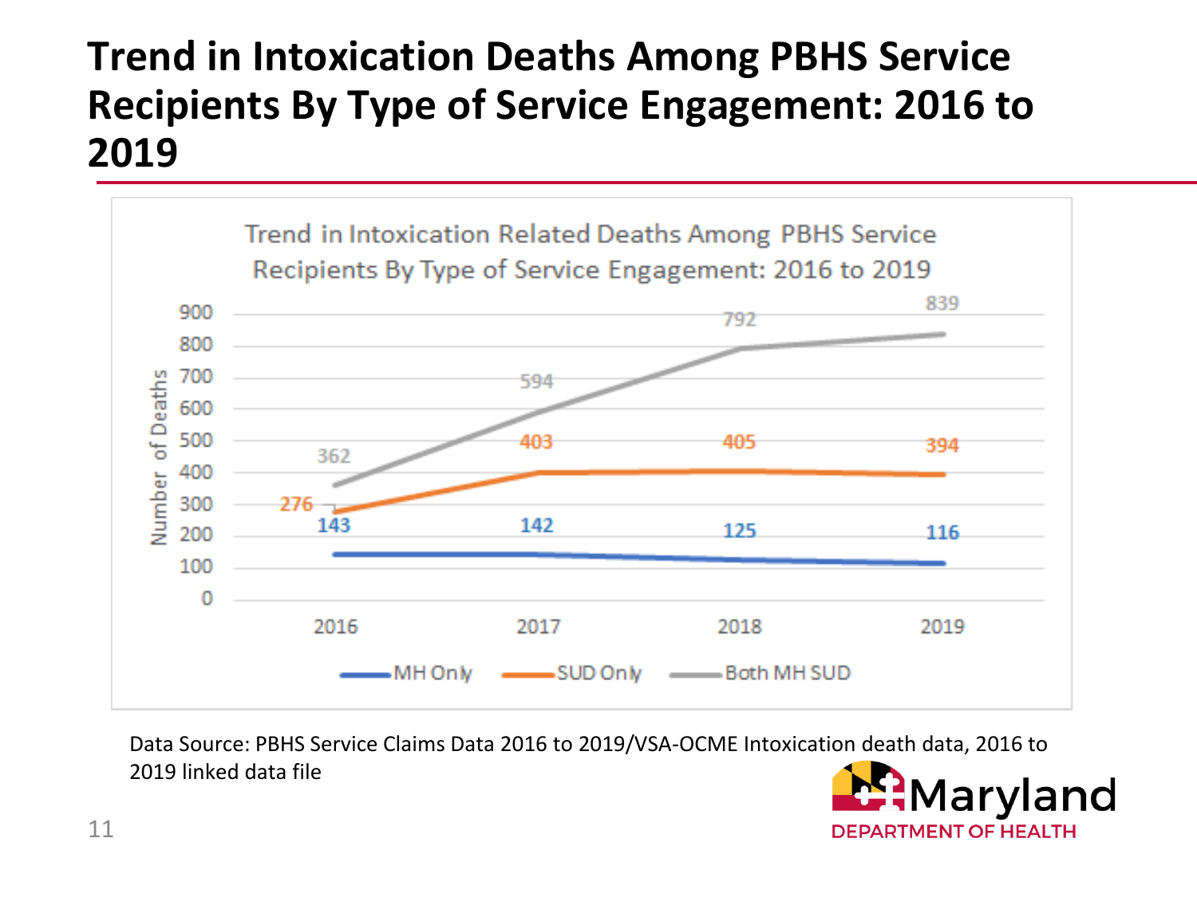# Trend in Intoxication Deaths Among PBHS Service Recipients By Type of Service Engagement: 2016 to 2019

Trend in Intoxication Related Deaths Among PBHS Service Recipients By Type of Service Engagement: 2016 to 2019

Number of Deaths

900
800
700
600
500
400
300
200
100
0

2016
2017
2018
2019

Both MH SUD: 362, 594, 792, 839

SUD Only: 276, 403, 405, 394

MH Only: 143, 142, 125, 116

MH Only
SUD Only
Both MH SUD

Data Source: PBHS Service Claims Data 2016 to 2019/VSA-OCME Intoxication death data, 2016 to 2019 linked data file

Maryland
DEPARTMENT OF HEALTH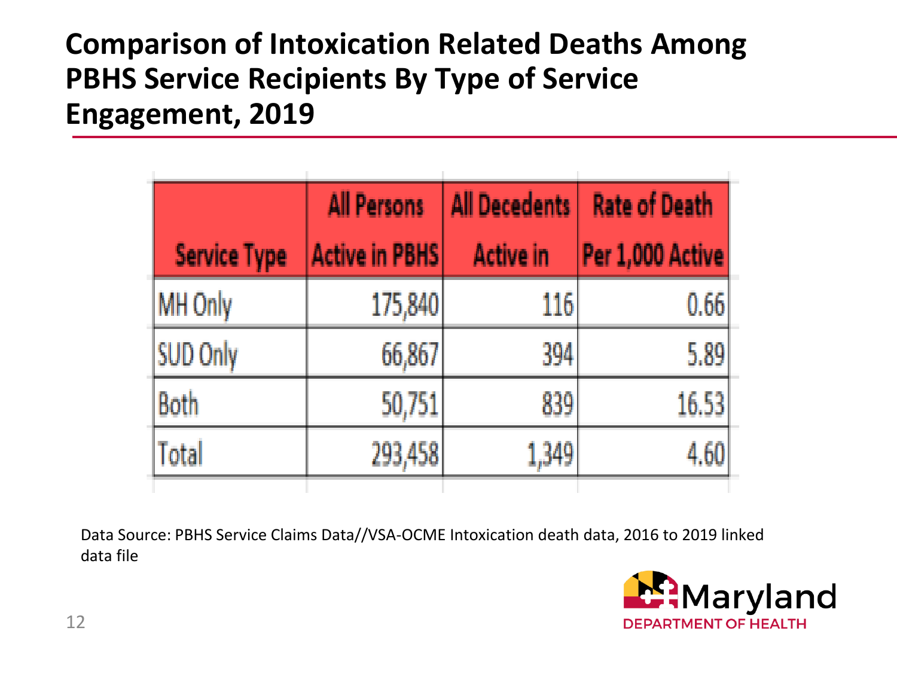# Comparison of Intoxication Related Deaths Among PBHS Service Recipients By Type of Service Engagement, 2019

| Service Type | All Persons Active in PBHS | All Decedents Active in | Rate of Death Per 1,000 Active |
|---|---|---|---|
| MH Only | 175,840 | 116 | 0.66 |
| SUD Only | 66,867 | 394 | 5.89 |
| Both | 50,751 | 839 | 16.53 |
| Total | 293,458 | 1,349 | 4.60 |

Data Source: PBHS Service Claims Data//VSA-OCME Intoxication death data, 2016 to 2019 linked data file

Maryland DEPARTMENT OF HEALTH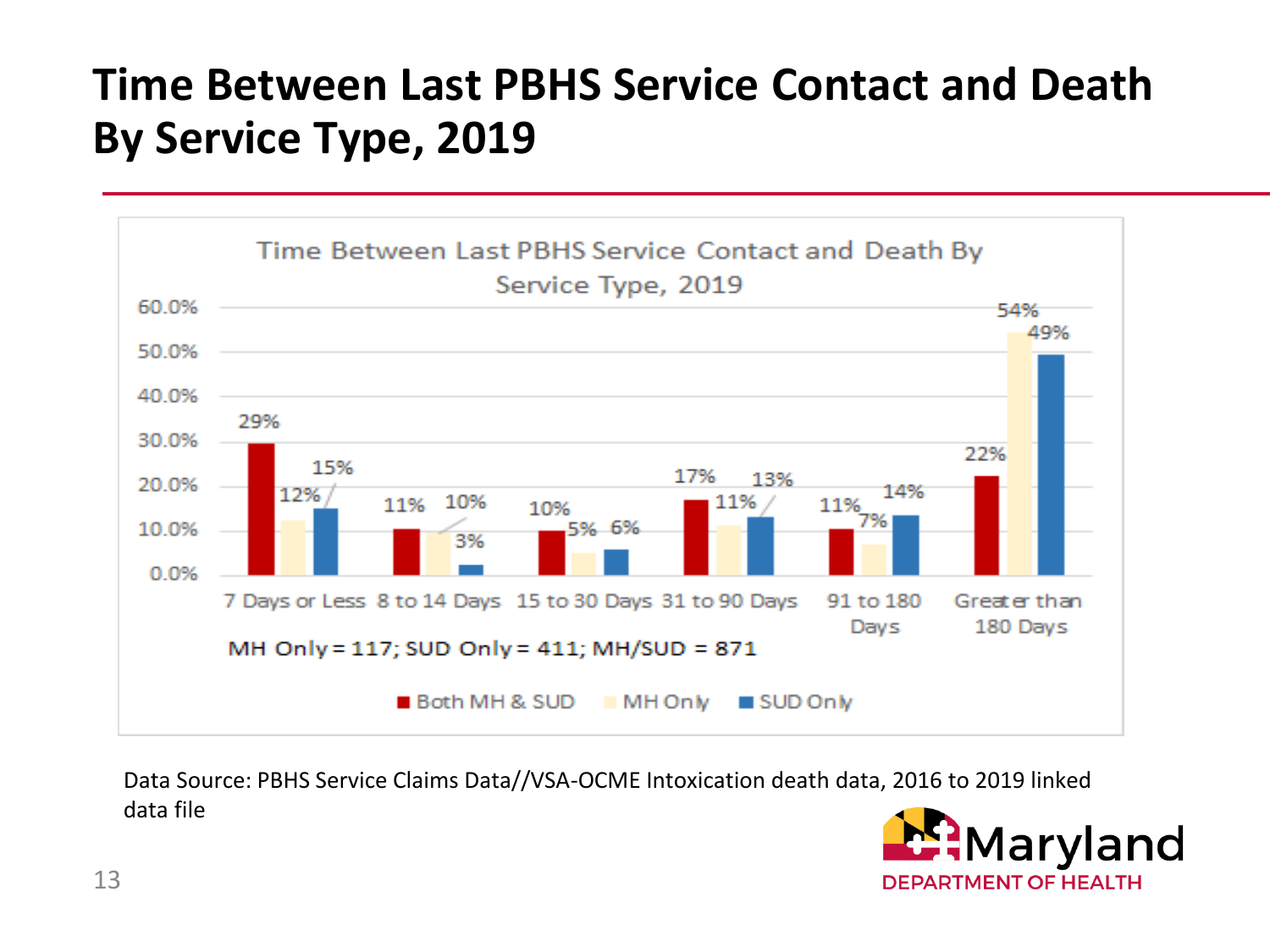# Time Between Last PBHS Service Contact and Death By Service Type, 2019

Time Between Last PBHS Service Contact and Death By Service Type, 2019

60.0%
50.0%
40.0%
30.0%
20.0%
10.0%
0.0%

7 Days or Less: 29% 12% 15%
8 to 14 Days: 11% 10% 3%
15 to 30 Days: 10% 5% 6%
31 to 90 Days: 17% 11% 13%
91 to 180 Days: 11% 7% 14%
Greater than 180 Days: 22% 54% 49%

MH Only = 117; SUD Only = 411; MH/SUD = 871

Both MH & SUD | MH Only | SUD Only

Data Source: PBHS Service Claims Data//VSA-OCME Intoxication death data, 2016 to 2019 linked data file

Maryland DEPARTMENT OF HEALTH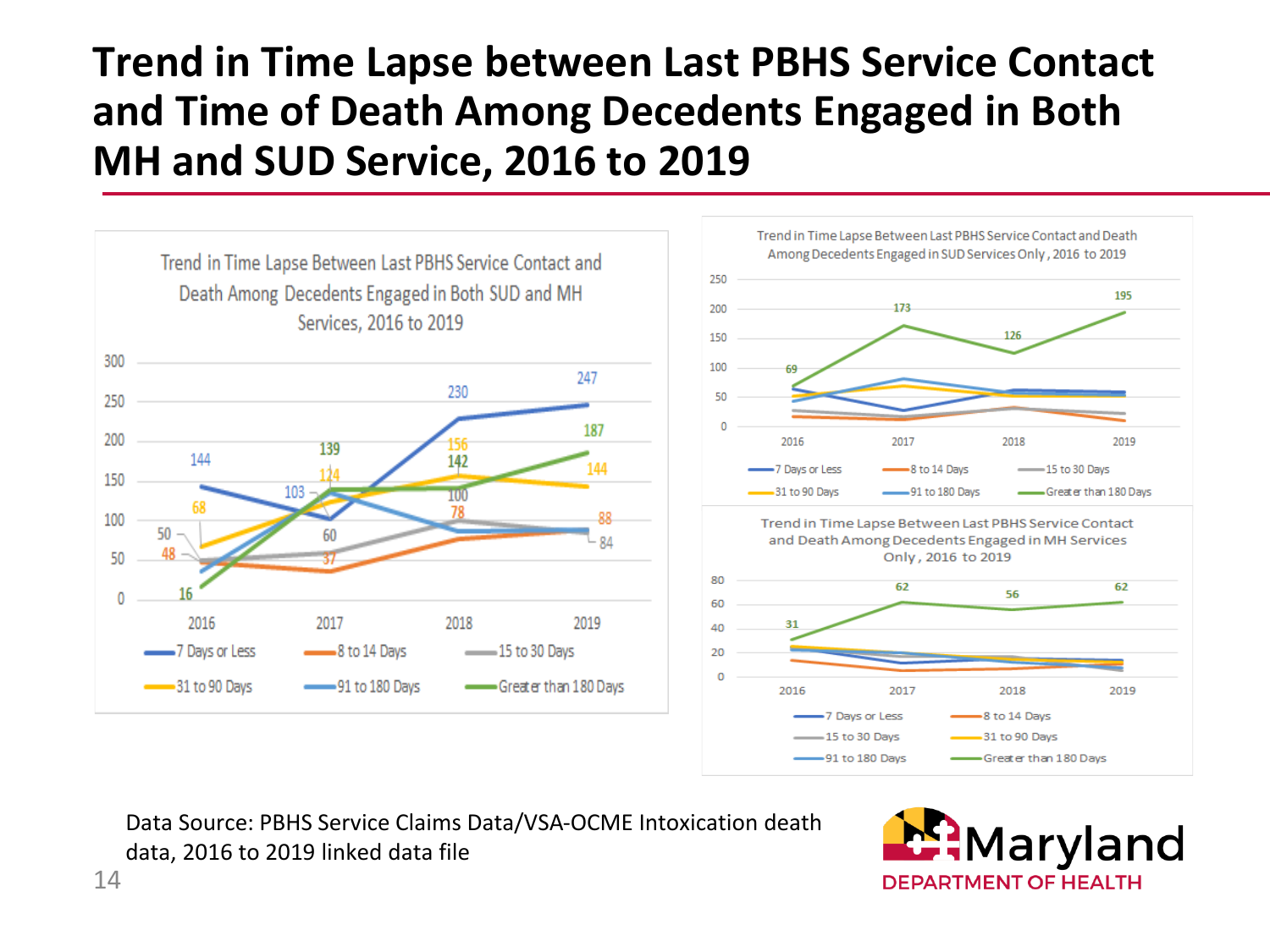# Trend in Time Lapse between Last PBHS Service Contact and Time of Death Among Decedents Engaged in Both MH and SUD Service, 2016 to 2019

Trend in Time Lapse Between Last PBHS Service Contact and Death Among Decedents Engaged in Both SUD and MH Services, 2016 to 2019

300
250
200
150
100
50
0

2016 2017 2018 2019

144 103 230 247
48 37 78 88
50 60 100 84
68 124 156 144
139 142 187
16

7 Days or Less
8 to 14 Days
15 to 30 Days
31 to 90 Days
91 to 180 Days
Greater than 180 Days

Trend in Time Lapse Between Last PBHS Service Contact and Death Among Decedents Engaged in SUD Services Only, 2016 to 2019

250
200
150
100
50
0

2016 2017 2018 2019

69 173 126 195

7 Days or Less
8 to 14 Days
15 to 30 Days
31 to 90 Days
91 to 180 Days
Greater than 180 Days

Trend in Time Lapse Between Last PBHS Service Contact and Death Among Decedents Engaged in MH Services Only, 2016 to 2019

80
60
40
20
0

2016 2017 2018 2019

31 62 56 62

7 Days or Less
8 to 14 Days
15 to 30 Days
31 to 90 Days
91 to 180 Days
Greater than 180 Days

Data Source: PBHS Service Claims Data/VSA-OCME Intoxication death data, 2016 to 2019 linked data file

Maryland DEPARTMENT OF HEALTH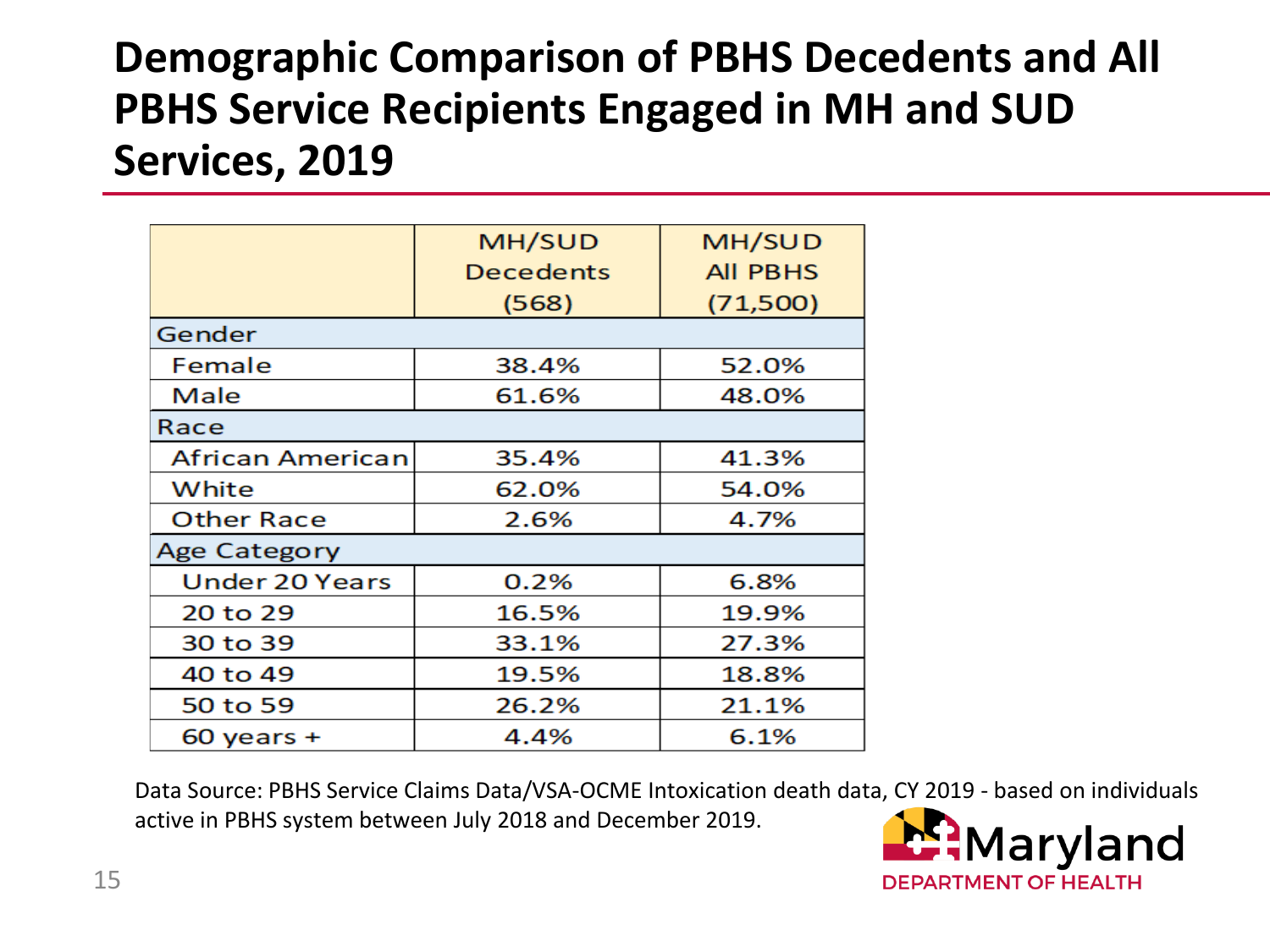# Demographic Comparison of PBHS Decedents and All PBHS Service Recipients Engaged in MH and SUD Services, 2019

| | MH/SUD Decedents (568) | MH/SUD All PBHS (71,500) |
|---|---|---|
| **Gender** | | |
| Female | 38.4% | 52.0% |
| Male | 61.6% | 48.0% |
| **Race** | | |
| African American | 35.4% | 41.3% |
| White | 62.0% | 54.0% |
| Other Race | 2.6% | 4.7% |
| **Age Category** | | |
| Under 20 Years | 0.2% | 6.8% |
| 20 to 29 | 16.5% | 19.9% |
| 30 to 39 | 33.1% | 27.3% |
| 40 to 49 | 19.5% | 18.8% |
| 50 to 59 | 26.2% | 21.1% |
| 60 years + | 4.4% | 6.1% |

Data Source: PBHS Service Claims Data/VSA-OCME Intoxication death data, CY 2019 - based on individuals active in PBHS system between July 2018 and December 2019.

Maryland DEPARTMENT OF HEALTH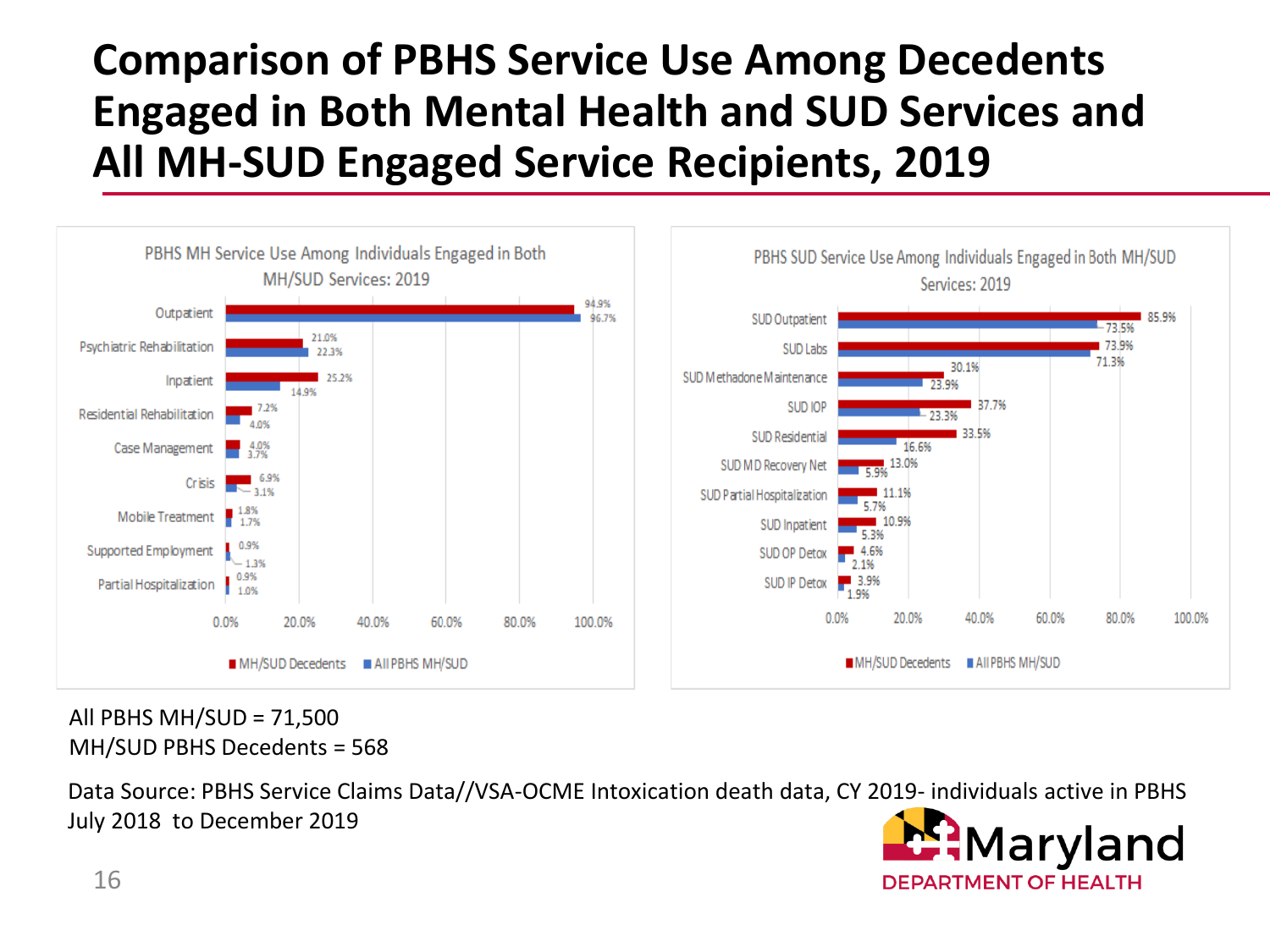# Comparison of PBHS Service Use Among Decedents Engaged in Both Mental Health and SUD Services and All MH-SUD Engaged Service Recipients, 2019

PBHS MH Service Use Among Individuals Engaged in Both MH/SUD Services: 2019

Outpatient 94.9% 96.7%
Psychiatric Rehabilitation 21.0% 22.3%
Inpatient 25.2% 14.9%
Residential Rehabilitation 7.2% 4.0%
Case Management 4.0% 3.7%
Crisis 6.9% 3.1%
Mobile Treatment 1.8% 1.7%
Supported Employment 0.9% 1.3%
Partial Hospitalization 0.9% 1.0%

0.0% 20.0% 40.0% 60.0% 80.0% 100.0%

MH/SUD Decedents · All PBHS MH/SUD

PBHS SUD Service Use Among Individuals Engaged in Both MH/SUD Services: 2019

SUD Outpatient 85.9% 73.5%
SUD Labs 73.9% 71.3%
SUD Methadone Maintenance 30.1% 23.9%
SUD IOP 37.7% 23.3%
SUD Residential 33.5% 16.6%
SUD MD Recovery Net 13.0% 5.9%
SUD Partial Hospitalization 11.1% 5.7%
SUD Inpatient 10.9% 5.3%
SUD OP Detox 4.6% 2.1%
SUD IP Detox 3.9% 1.9%

0.0% 20.0% 40.0% 60.0% 80.0% 100.0%

MH/SUD Decedents · All PBHS MH/SUD

All PBHS MH/SUD = 71,500
MH/SUD PBHS Decedents = 568

Data Source: PBHS Service Claims Data//VSA-OCME Intoxication death data, CY 2019- individuals active in PBHS July 2018 to December 2019

Maryland DEPARTMENT OF HEALTH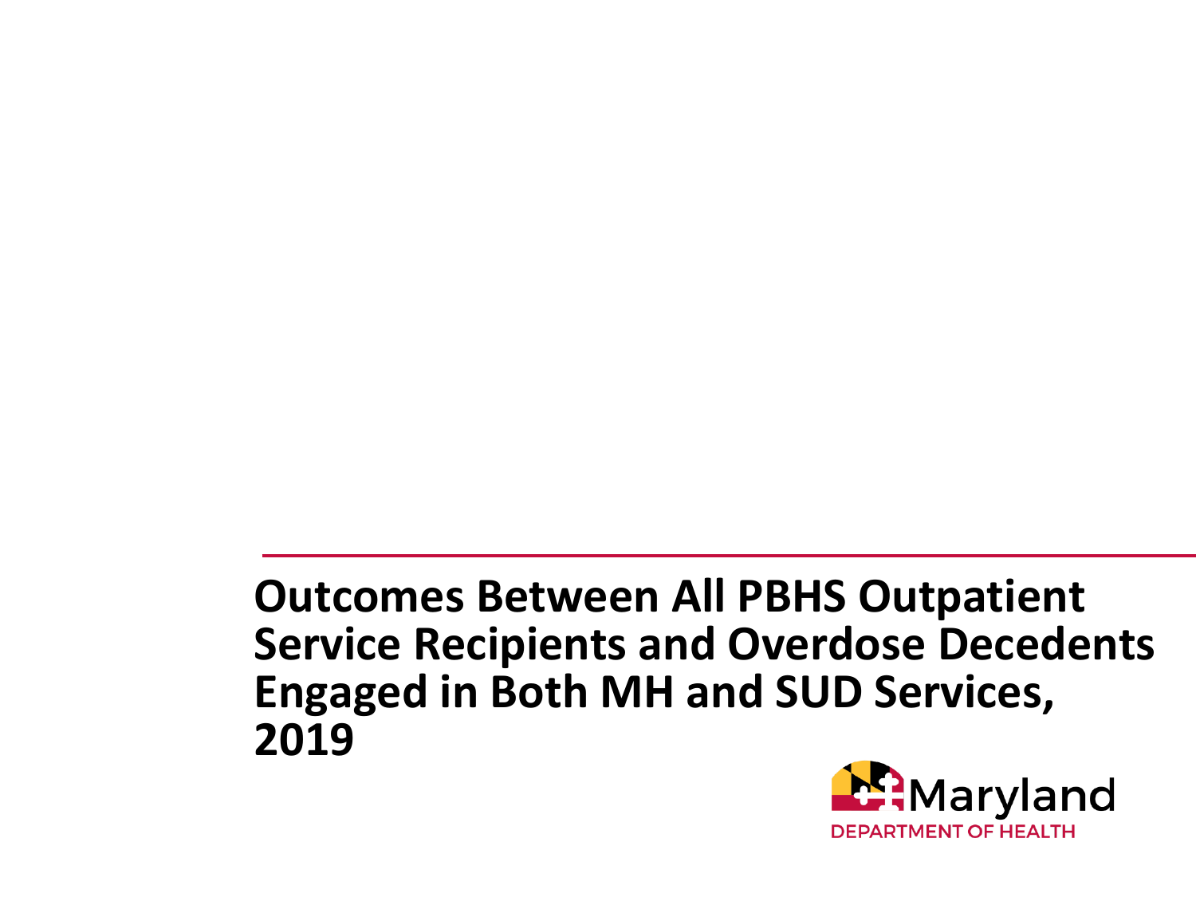# Outcomes Between All PBHS Outpatient Service Recipients and Overdose Decedents Engaged in Both MH and SUD Services, 2019

Maryland
DEPARTMENT OF HEALTH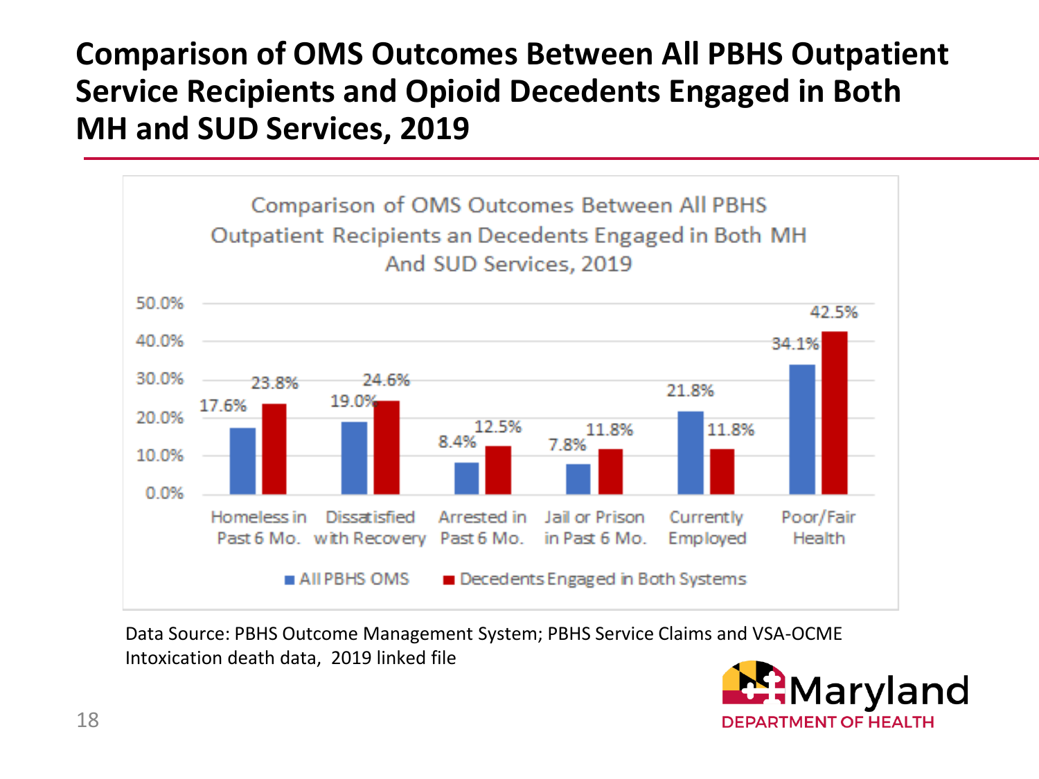# Comparison of OMS Outcomes Between All PBHS Outpatient Service Recipients and Opioid Decedents Engaged in Both MH and SUD Services, 2019

Comparison of OMS Outcomes Between All PBHS Outpatient Recipients an Decedents Engaged in Both MH And SUD Services, 2019

50.0%
40.0%
30.0%
20.0%
10.0%
0.0%

Homeless in Past 6 Mo.: 17.6%, 23.8%
Dissatisfied with Recovery: 19.0%, 24.6%
Arrested in Past 6 Mo.: 8.4%, 12.5%
Jail or Prison in Past 6 Mo.: 7.8%, 11.8%
Currently Employed: 21.8%, 11.8%
Poor/Fair Health: 34.1%, 42.5%

All PBHS OMS
Decedents Engaged in Both Systems

Data Source: PBHS Outcome Management System; PBHS Service Claims and VSA-OCME Intoxication death data, 2019 linked file

Maryland DEPARTMENT OF HEALTH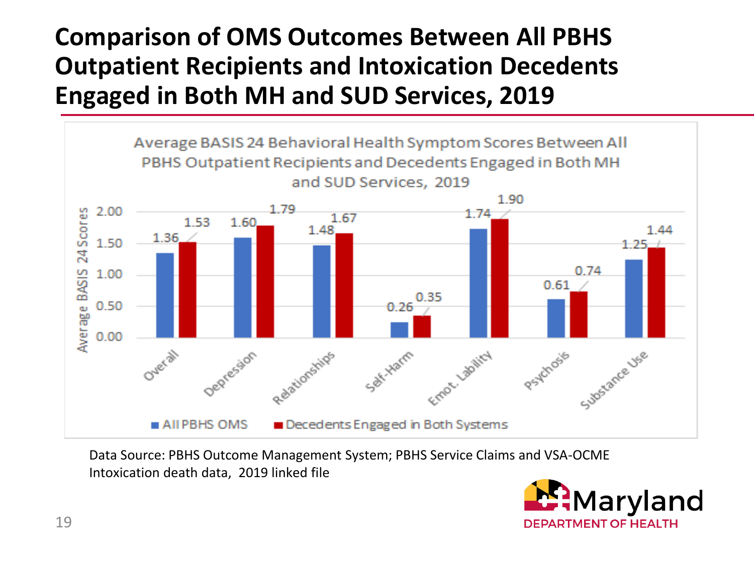# Comparison of OMS Outcomes Between All PBHS Outpatient Recipients and Intoxication Decedents Engaged in Both MH and SUD Services, 2019

Average BASIS 24 Behavioral Health Symptom Scores Between All PBHS Outpatient Recipients and Decedents Engaged in Both MH and SUD Services, 2019

Average BASIS 24 Scores

2.00
1.50
1.00
0.50
0.00

Overall: 1.36, 1.53
Depression: 1.60, 1.79
Relationships: 1.48, 1.67
Self-Harm: 0.26, 0.35
Emot. Lability: 1.74, 1.90
Psychosis: 0.61, 0.74
Substance Use: 1.25, 1.44

All PBHS OMS
Decedents Engaged in Both Systems

Data Source: PBHS Outcome Management System; PBHS Service Claims and VSA-OCME Intoxication death data, 2019 linked file

Maryland
DEPARTMENT OF HEALTH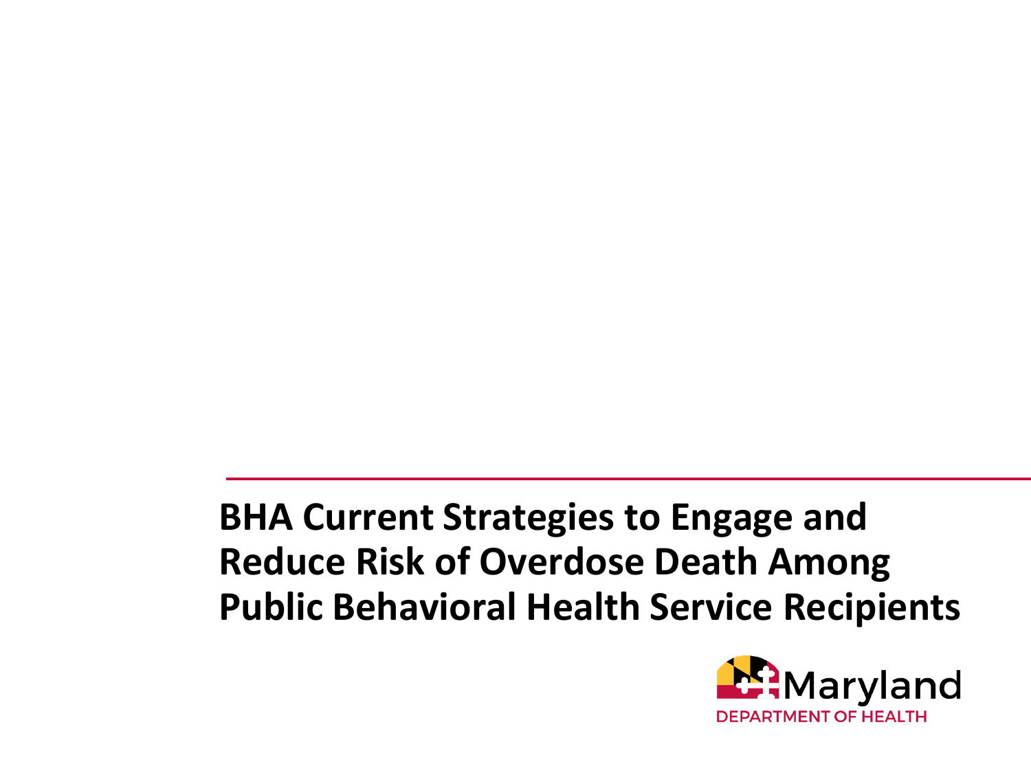# BHA Current Strategies to Engage and Reduce Risk of Overdose Death Among Public Behavioral Health Service Recipients

Maryland

DEPARTMENT OF HEALTH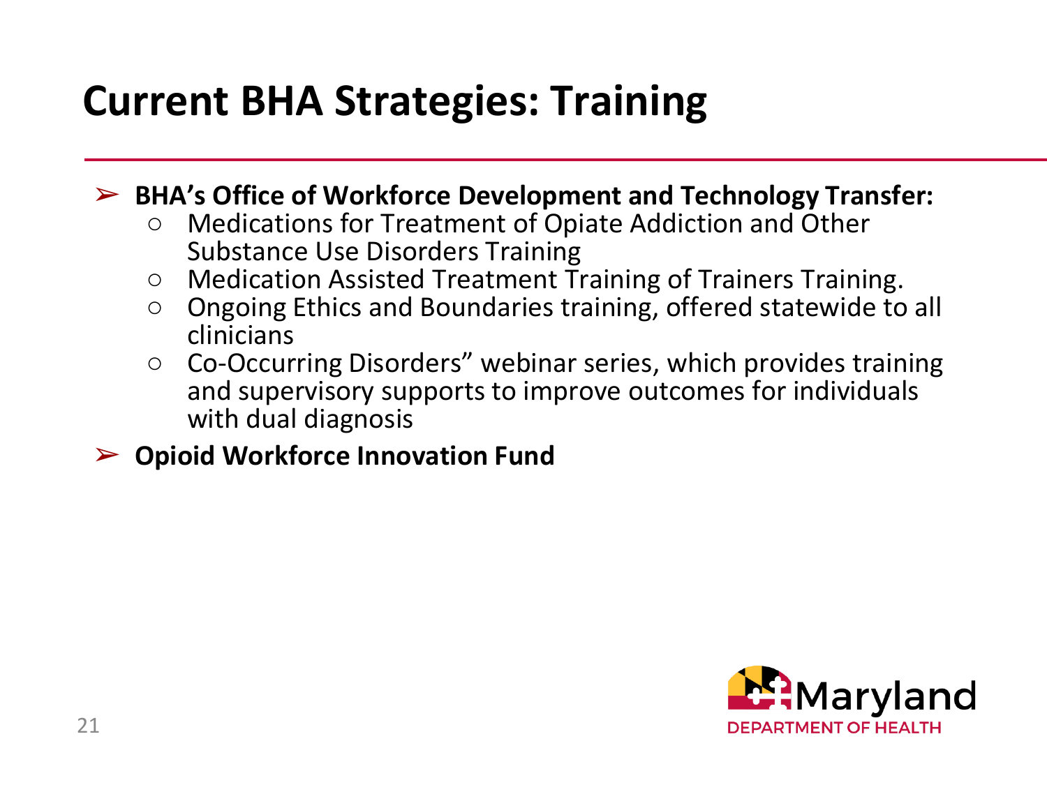# Current BHA Strategies: Training

- **BHA's Office of Workforce Development and Technology Transfer:**
  - Medications for Treatment of Opiate Addiction and Other Substance Use Disorders Training
  - Medication Assisted Treatment Training of Trainers Training.
  - Ongoing Ethics and Boundaries training, offered statewide to all clinicians
  - Co-Occurring Disorders" webinar series, which provides training and supervisory supports to improve outcomes for individuals with dual diagnosis
- **Opioid Workforce Innovation Fund**

Maryland DEPARTMENT OF HEALTH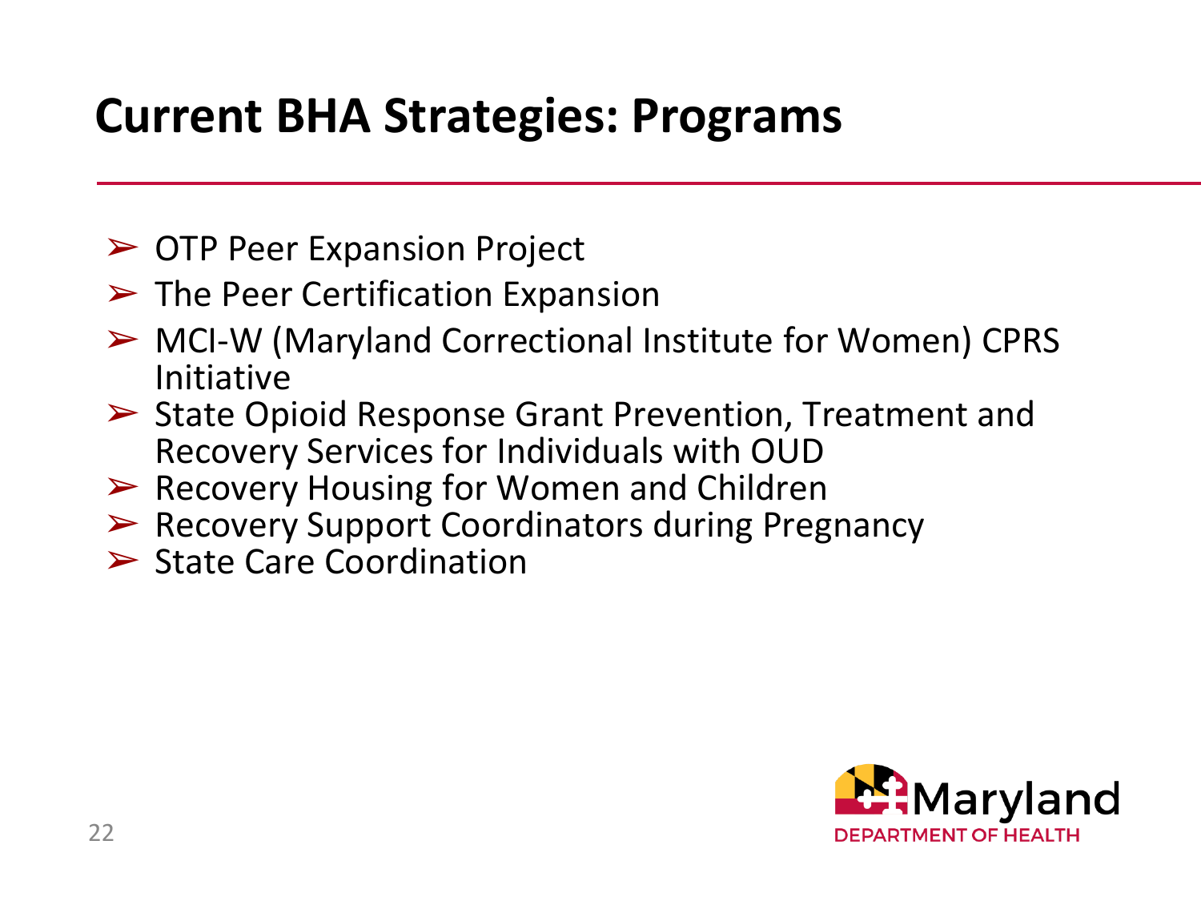# Current BHA Strategies: Programs

- OTP Peer Expansion Project
- The Peer Certification Expansion
- MCI-W (Maryland Correctional Institute for Women) CPRS Initiative
- State Opioid Response Grant Prevention, Treatment and Recovery Services for Individuals with OUD
- Recovery Housing for Women and Children
- Recovery Support Coordinators during Pregnancy
- State Care Coordination

Maryland
DEPARTMENT OF HEALTH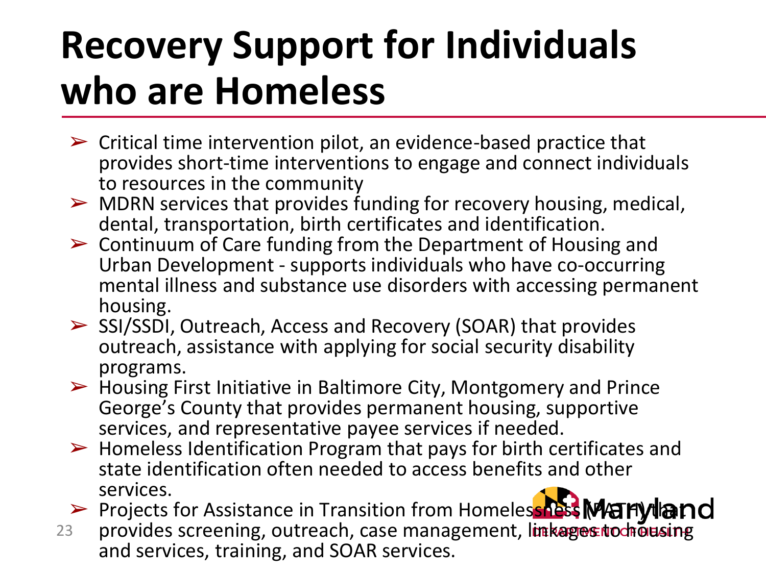# Recovery Support for Individuals who are Homeless

- Critical time intervention pilot, an evidence-based practice that provides short-time interventions to engage and connect individuals to resources in the community
- MDRN services that provides funding for recovery housing, medical, dental, transportation, birth certificates and identification.
- Continuum of Care funding from the Department of Housing and Urban Development - supports individuals who have co-occurring mental illness and substance use disorders with accessing permanent housing.
- SSI/SSDI, Outreach, Access and Recovery (SOAR) that provides outreach, assistance with applying for social security disability programs.
- Housing First Initiative in Baltimore City, Montgomery and Prince George's County that provides permanent housing, supportive services, and representative payee services if needed.
- Homeless Identification Program that pays for birth certificates and state identification often needed to access benefits and other services.
- Projects for Assistance in Transition from Homelessness (PATH) that provides screening, outreach, case management, linkages to housing and services, training, and SOAR services.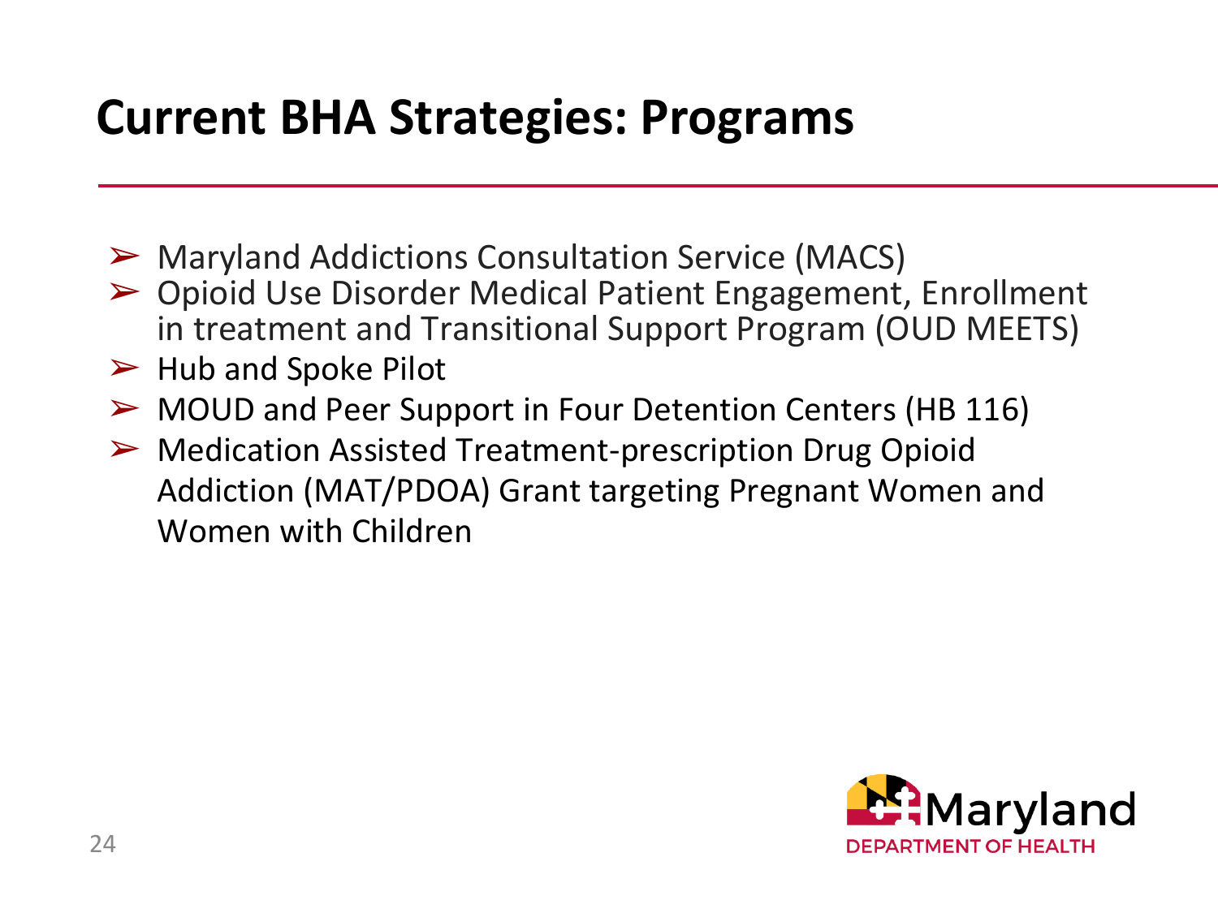# Current BHA Strategies: Programs

- Maryland Addictions Consultation Service (MACS)
- Opioid Use Disorder Medical Patient Engagement, Enrollment in treatment and Transitional Support Program (OUD MEETS)
- Hub and Spoke Pilot
- MOUD and Peer Support in Four Detention Centers (HB 116)
- Medication Assisted Treatment-prescription Drug Opioid Addiction (MAT/PDOA) Grant targeting Pregnant Women and Women with Children

Maryland
DEPARTMENT OF HEALTH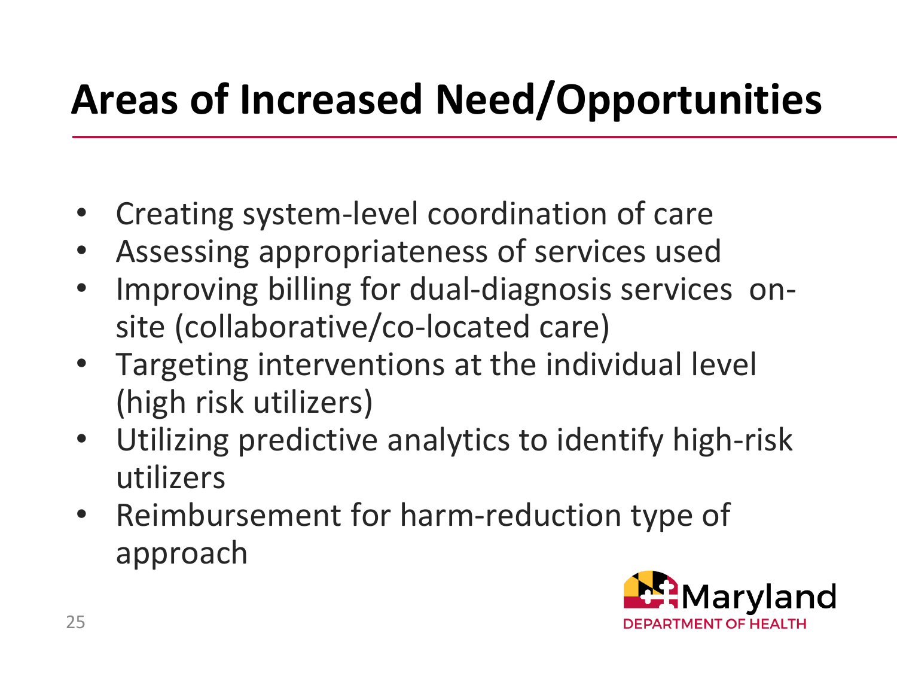# Areas of Increased Need/Opportunities

- Creating system-level coordination of care
- Assessing appropriateness of services used
- Improving billing for dual-diagnosis services on-site (collaborative/co-located care)
- Targeting interventions at the individual level (high risk utilizers)
- Utilizing predictive analytics to identify high-risk utilizers
- Reimbursement for harm-reduction type of approach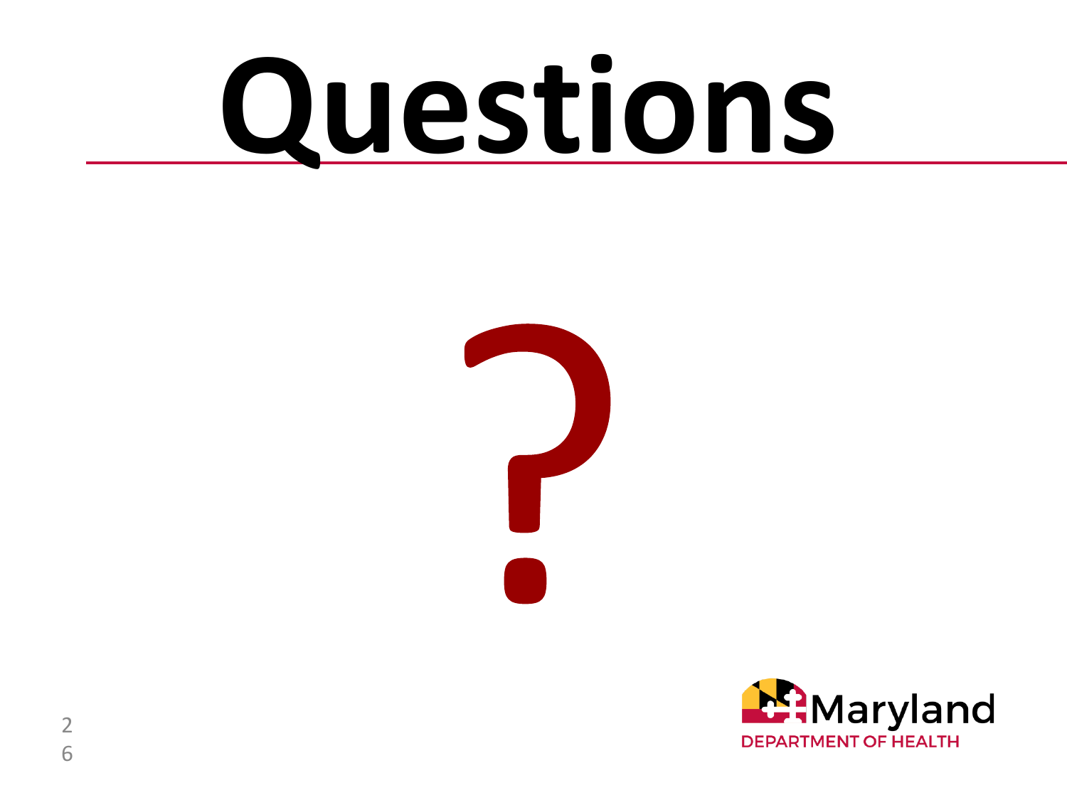# Questions

?

Maryland
DEPARTMENT OF HEALTH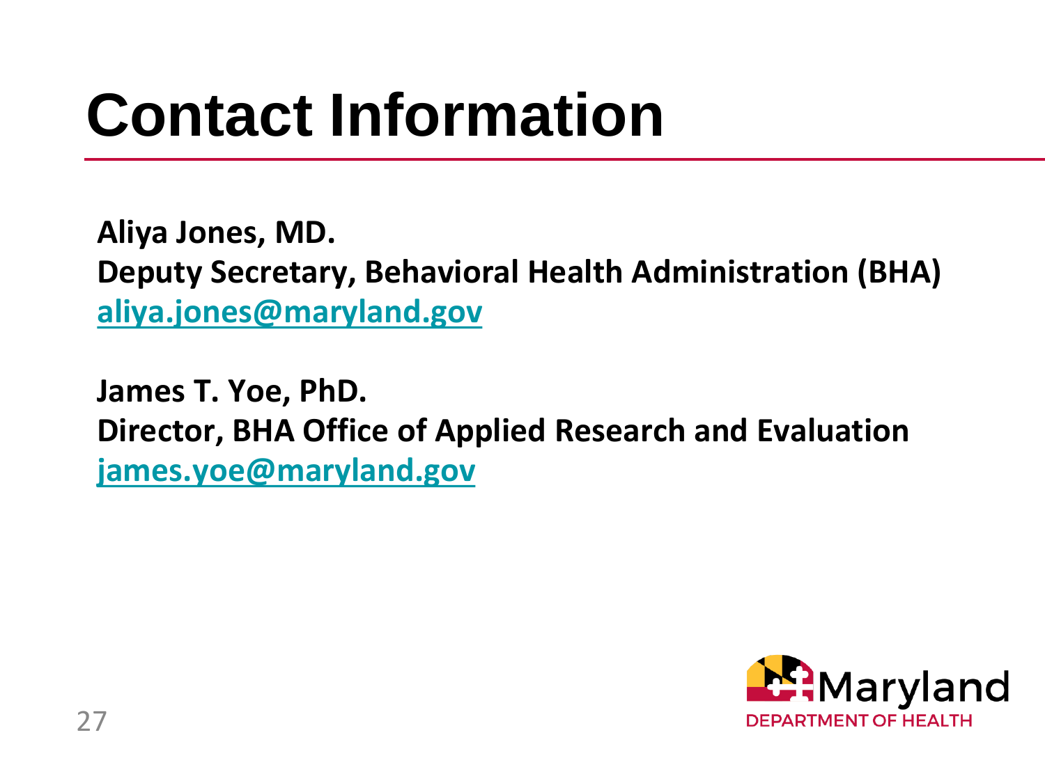# Contact Information

**Aliya Jones, MD.**
**Deputy Secretary, Behavioral Health Administration (BHA)**
**aliya.jones@maryland.gov**

**James T. Yoe, PhD.**
**Director, BHA Office of Applied Research and Evaluation**
**james.yoe@maryland.gov**

Maryland
DEPARTMENT OF HEALTH